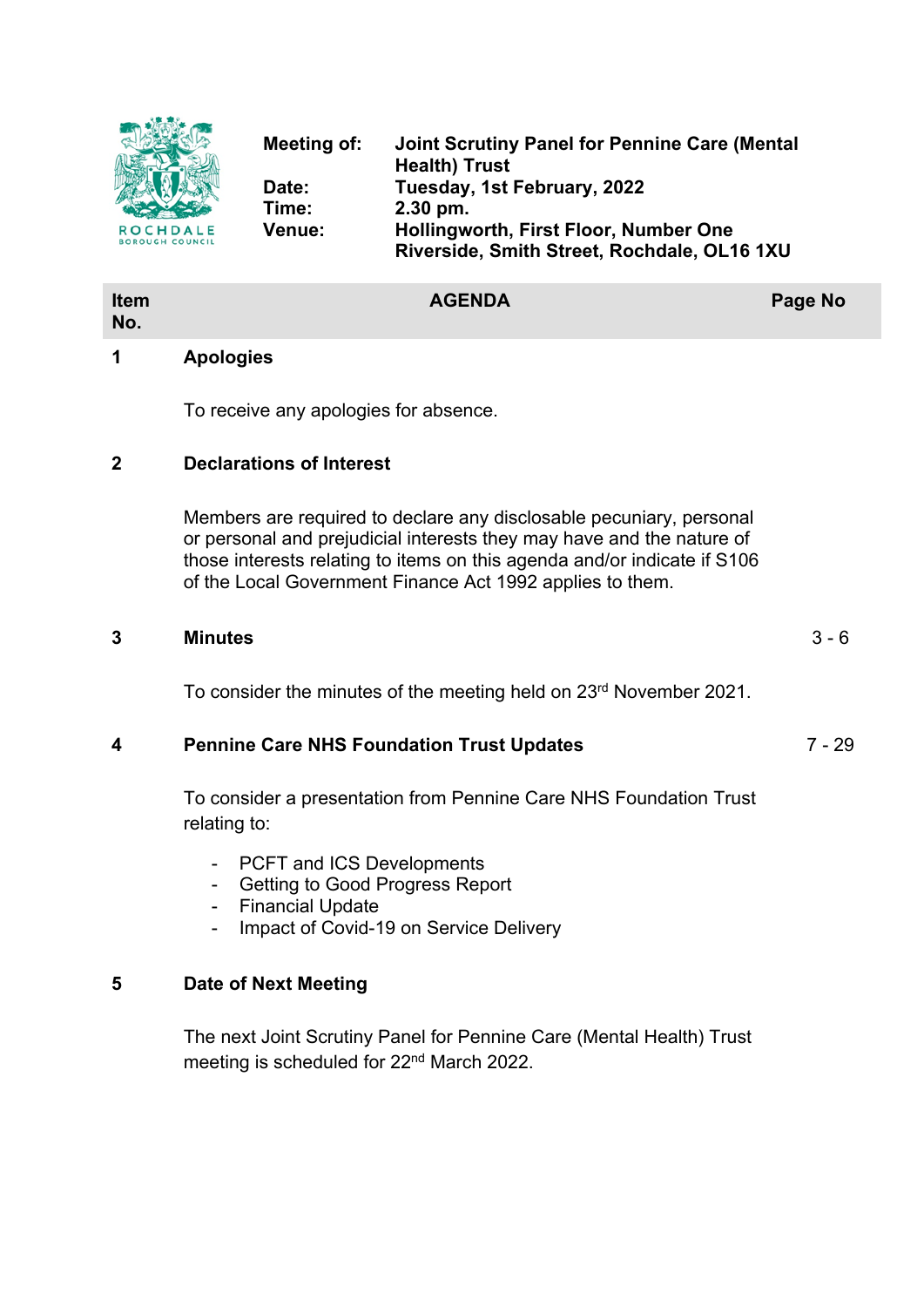ROCHDALE BOROUGH COUNCIL

| | |
|---|---|
| **Meeting of:** | **Joint Scrutiny Panel for Pennine Care (Mental Health) Trust** |
| **Date:** | **Tuesday, 1st February, 2022** |
| **Time:** | **2.30 pm.** |
| **Venue:** | **Hollingworth, First Floor, Number One Riverside, Smith Street, Rochdale, OL16 1XU** |

| Item No. | AGENDA | Page No |
|---|---|---|
| **1** | **Apologies**<br><br>To receive any apologies for absence. | |
| **2** | **Declarations of Interest**<br><br>Members are required to declare any disclosable pecuniary, personal or personal and prejudicial interests they may have and the nature of those interests relating to items on this agenda and/or indicate if S106 of the Local Government Finance Act 1992 applies to them. | |
| **3** | **Minutes**<br><br>To consider the minutes of the meeting held on 23rd November 2021. | 3 - 6 |
| **4** | **Pennine Care NHS Foundation Trust Updates**<br><br>To consider a presentation from Pennine Care NHS Foundation Trust relating to:<br>- PCFT and ICS Developments<br>- Getting to Good Progress Report<br>- Financial Update<br>- Impact of Covid-19 on Service Delivery | 7 - 29 |
| **5** | **Date of Next Meeting**<br><br>The next Joint Scrutiny Panel for Pennine Care (Mental Health) Trust meeting is scheduled for 22nd March 2022. | |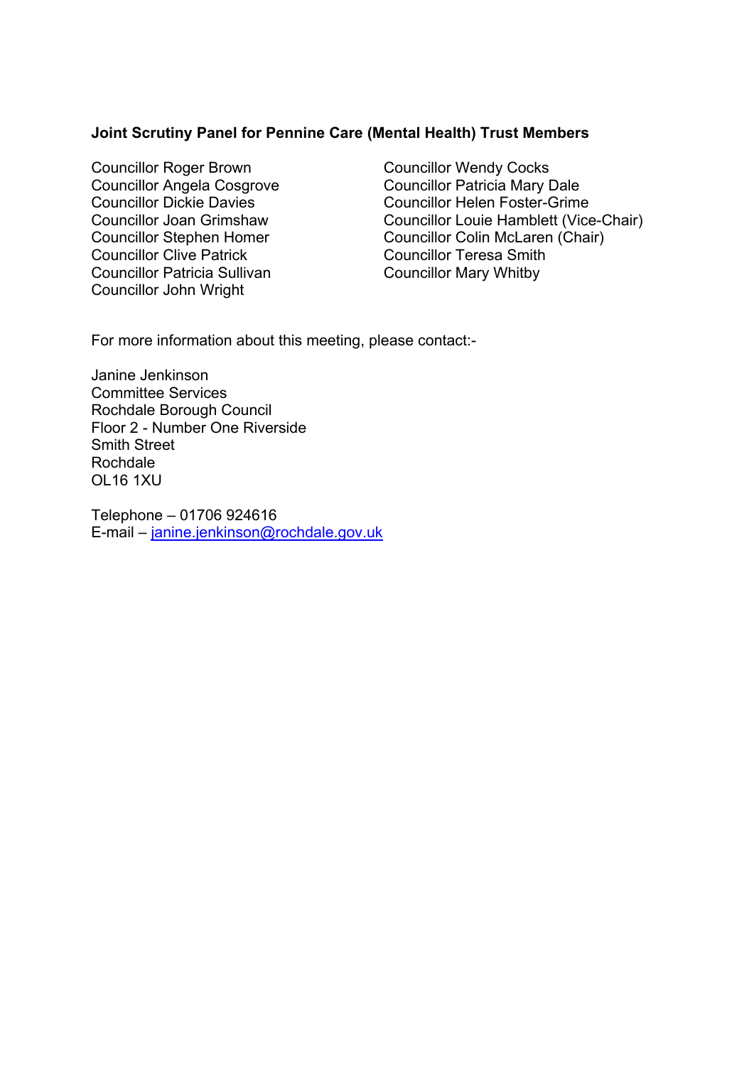**Joint Scrutiny Panel for Pennine Care (Mental Health) Trust Members**

Councillor Roger Brown
Councillor Angela Cosgrove
Councillor Dickie Davies
Councillor Joan Grimshaw
Councillor Stephen Homer
Councillor Clive Patrick
Councillor Patricia Sullivan
Councillor John Wright
Councillor Wendy Cocks
Councillor Patricia Mary Dale
Councillor Helen Foster-Grime
Councillor Louie Hamblett (Vice-Chair)
Councillor Colin McLaren (Chair)
Councillor Teresa Smith
Councillor Mary Whitby

For more information about this meeting, please contact:-

Janine Jenkinson
Committee Services
Rochdale Borough Council
Floor 2 - Number One Riverside
Smith Street
Rochdale
OL16 1XU

Telephone – 01706 924616
E-mail – janine.jenkinson@rochdale.gov.uk